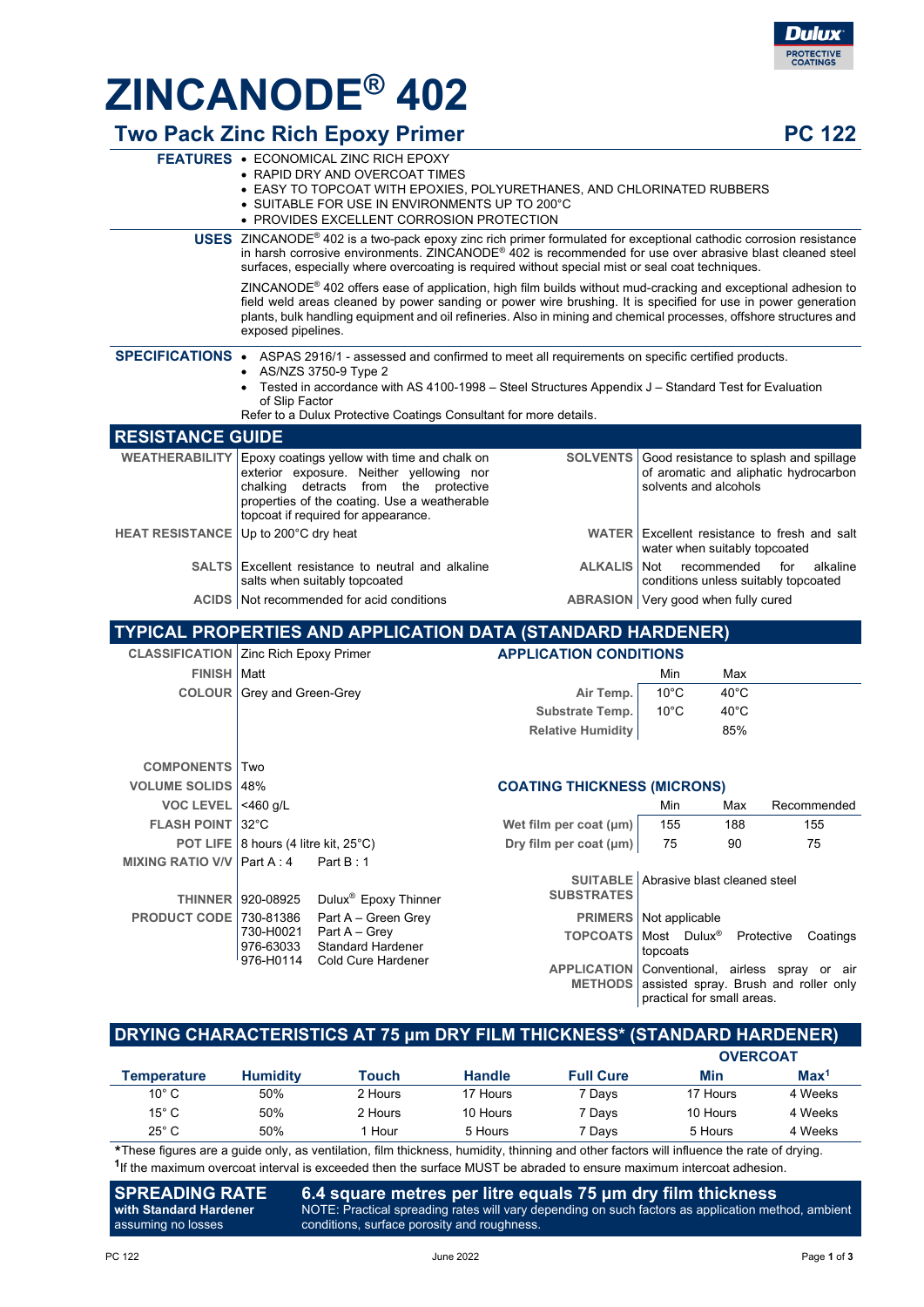# ZINCANODE® 402

## Two Pack Zinc Rich Epoxy Primer

**PC 122**

**FEATURES**

- ECONOMICAL ZINC RICH EPOXY
- RAPID DRY AND OVERCOAT TIMES
- EASY TO TOPCOAT WITH EPOXIES, POLYURETHANES, AND CHLORINATED RUBBERS
- SUITABLE FOR USE IN ENVIRONMENTS UP TO 200°C
- PROVIDES EXCELLENT CORROSION PROTECTION

**USES**

ZINCANODE® 402 is a two-pack epoxy zinc rich primer formulated for exceptional cathodic corrosion resistance in harsh corrosive environments. ZINCANODE® 402 is recommended for use over abrasive blast cleaned steel surfaces, especially where overcoating is required without special mist or seal coat techniques.

ZINCANODE® 402 offers ease of application, high film builds without mud-cracking and exceptional adhesion to field weld areas cleaned by power sanding or power wire brushing. It is specified for use in power generation plants, bulk handling equipment and oil refineries. Also in mining and chemical processes, offshore structures and exposed pipelines.

**SPECIFICATIONS**

- ASPAS 2916/1 - assessed and confirmed to meet all requirements on specific certified products.
- AS/NZS 3750-9 Type 2
- Tested in accordance with AS 4100-1998 – Steel Structures Appendix J – Standard Test for Evaluation of Slip Factor

Refer to a Dulux Protective Coatings Consultant for more details.

## RESISTANCE GUIDE

| | | | |
|---|---|---|---|
| **WEATHERABILITY** | Epoxy coatings yellow with time and chalk on exterior exposure. Neither yellowing nor chalking detracts from the protective properties of the coating. Use a weatherable topcoat if required for appearance. | **SOLVENTS** | Good resistance to splash and spillage of aromatic and aliphatic hydrocarbon solvents and alcohols |
| **HEAT RESISTANCE** | Up to 200°C dry heat | **WATER** | Excellent resistance to fresh and salt water when suitably topcoated |
| **SALTS** | Excellent resistance to neutral and alkaline salts when suitably topcoated | **ALKALIS** | Not recommended for alkaline conditions unless suitably topcoated |
| **ACIDS** | Not recommended for acid conditions | **ABRASION** | Very good when fully cured |

## TYPICAL PROPERTIES AND APPLICATION DATA (STANDARD HARDENER)

| | |
|---|---|
| **CLASSIFICATION** | Zinc Rich Epoxy Primer |
| **FINISH** | Matt |
| **COLOUR** | Grey and Green-Grey |
| **COMPONENTS** | Two |
| **VOLUME SOLIDS** | 48% |
| **VOC LEVEL** | <460 g/L |
| **FLASH POINT** | 32°C |
| **POT LIFE** | 8 hours (4 litre kit, 25°C) |
| **MIXING RATIO V/V** | Part A : 4 Part B : 1 |
| **THINNER** | 920-08925 Dulux® Epoxy Thinner |
| **PRODUCT CODE** | 730-81386 Part A – Green Grey<br>730-H0021 Part A – Grey<br>976-63033 Standard Hardener<br>976-H0114 Cold Cure Hardener |

**APPLICATION CONDITIONS**

| | Min | Max |
|---|---|---|
| **Air Temp.** | 10°C | 40°C |
| **Substrate Temp.** | 10°C | 40°C |
| **Relative Humidity** | | 85% |

**COATING THICKNESS (MICRONS)**

| | Min | Max | Recommended |
|---|---|---|---|
| **Wet film per coat (µm)** | 155 | 188 | 155 |
| **Dry film per coat (µm)** | 75 | 90 | 75 |

| | |
|---|---|
| **SUITABLE SUBSTRATES** | Abrasive blast cleaned steel |
| **PRIMERS** | Not applicable |
| **TOPCOATS** | Most Dulux® Protective Coatings topcoats |
| **APPLICATION METHODS** | Conventional, airless spray or air assisted spray. Brush and roller only practical for small areas. |

## DRYING CHARACTERISTICS AT 75 µm DRY FILM THICKNESS* (STANDARD HARDENER)

| Temperature | Humidity | Touch | Handle | Full Cure | OVERCOAT Min | OVERCOAT Max[1] |
|---|---|---|---|---|---|---|
| 10° C | 50% | 2 Hours | 17 Hours | 7 Days | 17 Hours | 4 Weeks |
| 15° C | 50% | 2 Hours | 10 Hours | 7 Days | 10 Hours | 4 Weeks |
| 25° C | 50% | 1 Hour | 5 Hours | 7 Days | 5 Hours | 4 Weeks |

*These figures are a guide only, as ventilation, film thickness, humidity, thinning and other factors will influence the rate of drying.

[1] If the maximum overcoat interval is exceeded then the surface MUST be abraded to ensure maximum intercoat adhesion.

**SPREADING RATE** with Standard Hardener assuming no losses

**6.4 square metres per litre equals 75 µm dry film thickness**

NOTE: Practical spreading rates will vary depending on such factors as application method, ambient conditions, surface porosity and roughness.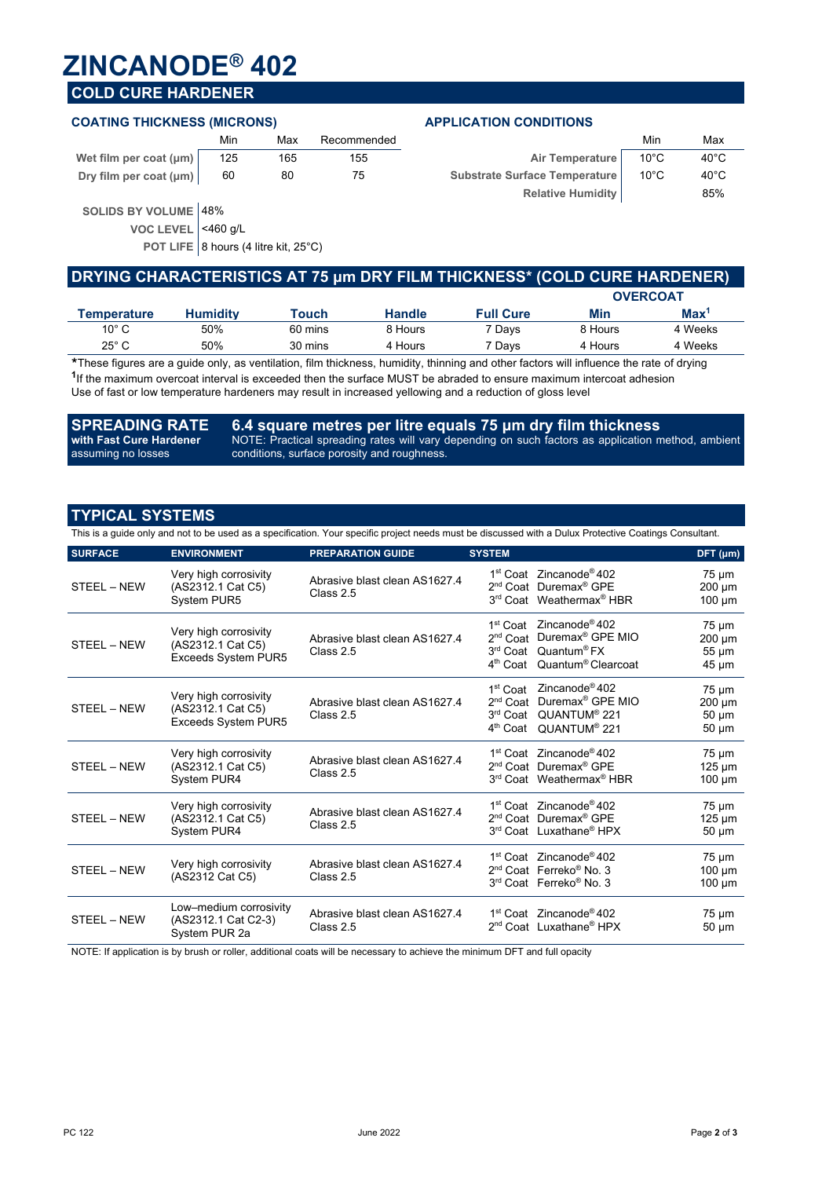# ZINCANODE® 402

## COLD CURE HARDENER

### COATING THICKNESS (MICRONS)

| | Min | Max | Recommended |
|---|---|---|---|
| Wet film per coat (µm) | 125 | 165 | 155 |
| Dry film per coat (µm) | 60 | 80 | 75 |

**SOLIDS BY VOLUME** 48%

**VOC LEVEL** <460 g/L

**POT LIFE** 8 hours (4 litre kit, 25°C)

### APPLICATION CONDITIONS

| | Min | Max |
|---|---|---|
| Air Temperature | 10°C | 40°C |
| Substrate Surface Temperature | 10°C | 40°C |
| Relative Humidity | | 85% |

## DRYING CHARACTERISTICS AT 75 µm DRY FILM THICKNESS* (COLD CURE HARDENER)

| Temperature | Humidity | Touch | Handle | Full Cure | OVERCOAT Min | OVERCOAT Max[1] |
|---|---|---|---|---|---|---|
| 10° C | 50% | 60 mins | 8 Hours | 7 Days | 8 Hours | 4 Weeks |
| 25° C | 50% | 30 mins | 4 Hours | 7 Days | 4 Hours | 4 Weeks |

*These figures are a guide only, as ventilation, film thickness, humidity, thinning and other factors will influence the rate of drying

[1] If the maximum overcoat interval is exceeded then the surface MUST be abraded to ensure maximum intercoat adhesion

Use of fast or low temperature hardeners may result in increased yellowing and a reduction of gloss level

## SPREADING RATE

**with Fast Cure Hardener**
assuming no losses

**6.4 square metres per litre equals 75 µm dry film thickness**

NOTE: Practical spreading rates will vary depending on such factors as application method, ambient conditions, surface porosity and roughness.

## TYPICAL SYSTEMS

This is a guide only and not to be used as a specification. Your specific project needs must be discussed with a Dulux Protective Coatings Consultant.

| SURFACE | ENVIRONMENT | PREPARATION GUIDE | SYSTEM | DFT (µm) |
|---|---|---|---|---|
| STEEL – NEW | Very high corrosivity (AS2312.1 Cat C5) System PUR5 | Abrasive blast clean AS1627.4 Class 2.5 | 1st Coat Zincanode® 402<br>2nd Coat Duremax® GPE<br>3rd Coat Weathermax® HBR | 75 µm<br>200 µm<br>100 µm |
| STEEL – NEW | Very high corrosivity (AS2312.1 Cat C5) Exceeds System PUR5 | Abrasive blast clean AS1627.4 Class 2.5 | 1st Coat Zincanode® 402<br>2nd Coat Duremax® GPE MIO<br>3rd Coat Quantum® FX<br>4th Coat Quantum® Clearcoat | 75 µm<br>200 µm<br>55 µm<br>45 µm |
| STEEL – NEW | Very high corrosivity (AS2312.1 Cat C5) Exceeds System PUR5 | Abrasive blast clean AS1627.4 Class 2.5 | 1st Coat Zincanode® 402<br>2nd Coat Duremax® GPE MIO<br>3rd Coat QUANTUM® 221<br>4th Coat QUANTUM® 221 | 75 µm<br>200 µm<br>50 µm<br>50 µm |
| STEEL – NEW | Very high corrosivity (AS2312.1 Cat C5) System PUR4 | Abrasive blast clean AS1627.4 Class 2.5 | 1st Coat Zincanode® 402<br>2nd Coat Duremax® GPE<br>3rd Coat Weathermax® HBR | 75 µm<br>125 µm<br>100 µm |
| STEEL – NEW | Very high corrosivity (AS2312.1 Cat C5) System PUR4 | Abrasive blast clean AS1627.4 Class 2.5 | 1st Coat Zincanode® 402<br>2nd Coat Duremax® GPE<br>3rd Coat Luxathane® HPX | 75 µm<br>125 µm<br>50 µm |
| STEEL – NEW | Very high corrosivity (AS2312 Cat C5) | Abrasive blast clean AS1627.4 Class 2.5 | 1st Coat Zincanode® 402<br>2nd Coat Ferreko® No. 3<br>3rd Coat Ferreko® No. 3 | 75 µm<br>100 µm<br>100 µm |
| STEEL – NEW | Low–medium corrosivity (AS2312.1 Cat C2-3) System PUR 2a | Abrasive blast clean AS1627.4 Class 2.5 | 1st Coat Zincanode® 402<br>2nd Coat Luxathane® HPX | 75 µm<br>50 µm |

NOTE: If application is by brush or roller, additional coats will be necessary to achieve the minimum DFT and full opacity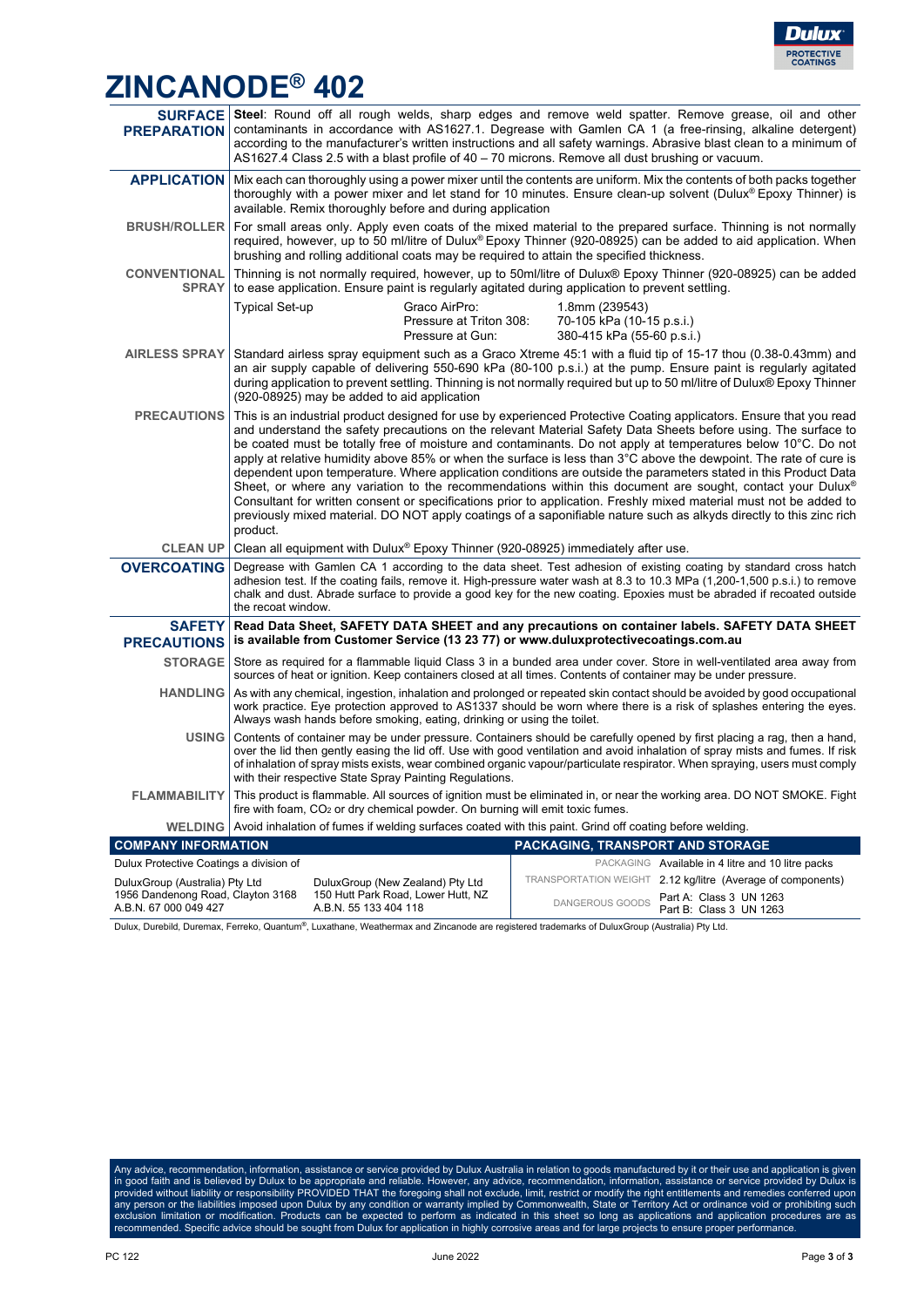# ZINCANODE® 402

**SURFACE PREPARATION**

**Steel**: Round off all rough welds, sharp edges and remove weld spatter. Remove grease, oil and other contaminants in accordance with AS1627.1. Degrease with Gamlen CA 1 (a free-rinsing, alkaline detergent) according to the manufacturer's written instructions and all safety warnings. Abrasive blast clean to a minimum of AS1627.4 Class 2.5 with a blast profile of 40 – 70 microns. Remove all dust brushing or vacuum.

**APPLICATION**

Mix each can thoroughly using a power mixer until the contents are uniform. Mix the contents of both packs together thoroughly with a power mixer and let stand for 10 minutes. Ensure clean-up solvent (Dulux® Epoxy Thinner) is available. Remix thoroughly before and during application

**BRUSH/ROLLER**

For small areas only. Apply even coats of the mixed material to the prepared surface. Thinning is not normally required, however, up to 50 ml/litre of Dulux® Epoxy Thinner (920-08925) can be added to aid application. When brushing and rolling additional coats may be required to attain the specified thickness.

**CONVENTIONAL SPRAY**

Thinning is not normally required, however, up to 50ml/litre of Dulux® Epoxy Thinner (920-08925) can be added to ease application. Ensure paint is regularly agitated during application to prevent settling.

| | | |
|---|---|---|
| Typical Set-up | Graco AirPro: | 1.8mm (239543) |
| | Pressure at Triton 308: | 70-105 kPa (10-15 p.s.i.) |
| | Pressure at Gun: | 380-415 kPa (55-60 p.s.i.) |

**AIRLESS SPRAY**

Standard airless spray equipment such as a Graco Xtreme 45:1 with a fluid tip of 15-17 thou (0.38-0.43mm) and an air supply capable of delivering 550-690 kPa (80-100 p.s.i.) at the pump. Ensure paint is regularly agitated during application to prevent settling. Thinning is not normally required but up to 50 ml/litre of Dulux® Epoxy Thinner (920-08925) may be added to aid application

**PRECAUTIONS**

This is an industrial product designed for use by experienced Protective Coating applicators. Ensure that you read and understand the safety precautions on the relevant Material Safety Data Sheets before using. The surface to be coated must be totally free of moisture and contaminants. Do not apply at temperatures below 10°C. Do not apply at relative humidity above 85% or when the surface is less than 3°C above the dewpoint. The rate of cure is dependent upon temperature. Where application conditions are outside the parameters stated in this Product Data Sheet, or where any variation to the recommendations within this document are sought, contact your Dulux® Consultant for written consent or specifications prior to application. Freshly mixed material must not be added to previously mixed material. DO NOT apply coatings of a saponifiable nature such as alkyds directly to this zinc rich product.

**CLEAN UP**

Clean all equipment with Dulux® Epoxy Thinner (920-08925) immediately after use.

**OVERCOATING**

Degrease with Gamlen CA 1 according to the data sheet. Test adhesion of existing coating by standard cross hatch adhesion test. If the coating fails, remove it. High-pressure water wash at 8.3 to 10.3 MPa (1,200-1,500 p.s.i.) to remove chalk and dust. Abrade surface to provide a good key for the new coating. Epoxies must be abraded if recoated outside the recoat window.

**SAFETY PRECAUTIONS**

**Read Data Sheet, SAFETY DATA SHEET and any precautions on container labels. SAFETY DATA SHEET is available from Customer Service (13 23 77) or www.duluxprotectivecoatings.com.au**

**STORAGE**

Store as required for a flammable liquid Class 3 in a bunded area under cover. Store in well-ventilated area away from sources of heat or ignition. Keep containers closed at all times. Contents of container may be under pressure.

**HANDLING**

As with any chemical, ingestion, inhalation and prolonged or repeated skin contact should be avoided by good occupational work practice. Eye protection approved to AS1337 should be worn where there is a risk of splashes entering the eyes. Always wash hands before smoking, eating, drinking or using the toilet.

**USING**

Contents of container may be under pressure. Containers should be carefully opened by first placing a rag, then a hand, over the lid then gently easing the lid off. Use with good ventilation and avoid inhalation of spray mists and fumes. If risk of inhalation of spray mists exists, wear combined organic vapour/particulate respirator. When spraying, users must comply with their respective State Spray Painting Regulations.

**FLAMMABILITY**

This product is flammable. All sources of ignition must be eliminated in, or near the working area. DO NOT SMOKE. Fight fire with foam, $CO_2$ or dry chemical powder. On burning will emit toxic fumes.

**WELDING**

Avoid inhalation of fumes if welding surfaces coated with this paint. Grind off coating before welding.

## COMPANY INFORMATION

Dulux Protective Coatings a division of

DuluxGroup (Australia) Pty Ltd
1956 Dandenong Road, Clayton 3168
A.B.N. 67 000 049 427

DuluxGroup (New Zealand) Pty Ltd
150 Hutt Park Road, Lower Hutt, NZ
A.B.N. 55 133 404 118

## PACKAGING, TRANSPORT AND STORAGE

| | |
|---|---|
| PACKAGING | Available in 4 litre and 10 litre packs |
| TRANSPORTATION WEIGHT | 2.12 kg/litre (Average of components) |
| DANGEROUS GOODS | Part A: Class 3 UN 1263<br>Part B: Class 3 UN 1263 |

Dulux, Durebild, Duremax, Ferreko, Quantum®, Luxathane, Weathermax and Zincanode are registered trademarks of DuluxGroup (Australia) Pty Ltd.

Any advice, recommendation, information, assistance or service provided by Dulux Australia in relation to goods manufactured by it or their use and application is given in good faith and is believed by Dulux to be appropriate and reliable. However, any advice, recommendation, information, assistance or service provided by Dulux is provided without liability or responsibility PROVIDED THAT the foregoing shall not exclude, limit, restrict or modify the right entitlements and remedies conferred upon any person or the liabilities imposed upon Dulux by any condition or warranty implied by Commonwealth, State or Territory Act or ordinance void or prohibiting such exclusion limitation or modification. Products can be expected to perform as indicated in this sheet so long as applications and application procedures are as recommended. Specific advice should be sought from Dulux for application in highly corrosive areas and for large projects to ensure proper performance.

PC 122 June 2022